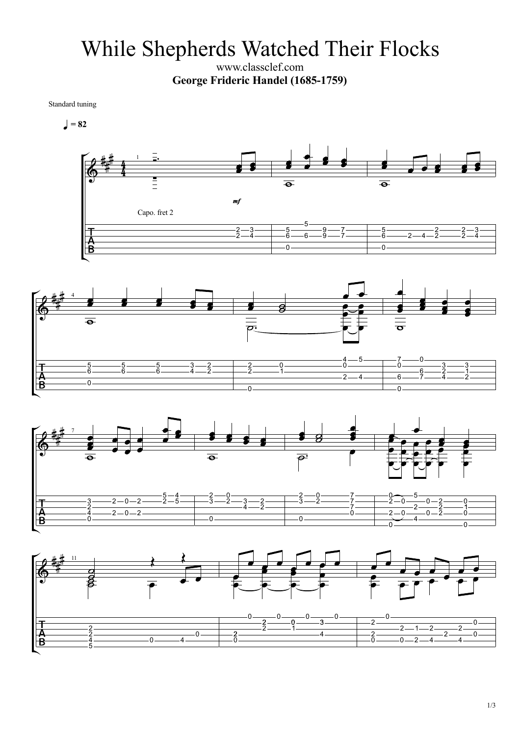# While Shepherds Watched Their Flocks

www.classclef.com

**George Frideric Handel (1685-1759)**

Standard tuning

♩ = 82

Capo. fret 2

*mf*